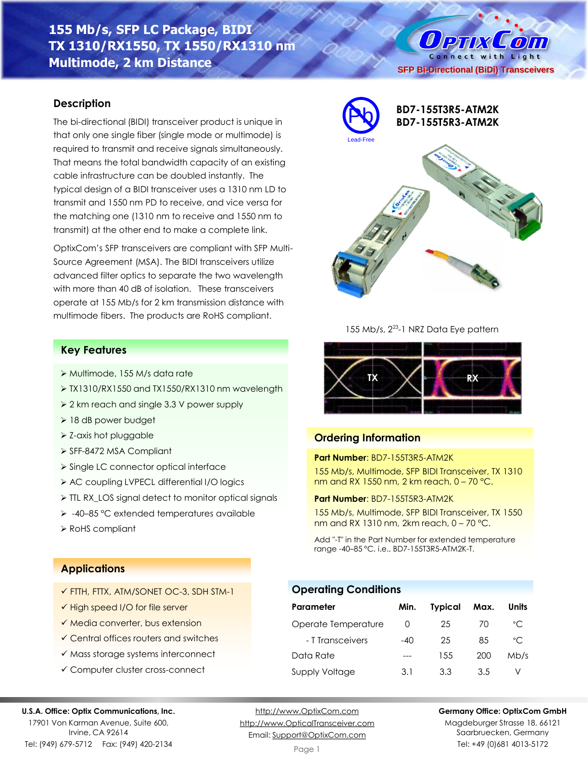# 155 Mb/s, SFP LC Package, BIDI TX 1310/RX1550, TX 1550/RX1310 nm Multimode, 2 km Distance

SFP Bi-Directional (BiDi) Transceivers

**BD7-155T3R5-ATM2K**
**BD7-155T5R3-ATM2K**

Lead-Free

## Description

The bi-directional (BIDI) transceiver product is unique in that only one single fiber (single mode or multimode) is required to transmit and receive signals simultaneously. That means the total bandwidth capacity of an existing cable infrastructure can be doubled instantly. The typical design of a BIDI transceiver uses a 1310 nm LD to transmit and 1550 nm PD to receive, and vice versa for the matching one (1310 nm to receive and 1550 nm to transmit) at the other end to make a complete link.

OptixCom's SFP transceivers are compliant with SFP Multi-Source Agreement (MSA). The BIDI transceivers utilize advanced filter optics to separate the two wavelength with more than 40 dB of isolation. These transceivers operate at 155 Mb/s for 2 km transmission distance with multimode fibers. The products are RoHS compliant.

155 Mb/s, $2^{23}$-1 NRZ Data Eye pattern

TX RX

## Key Features

- Multimode, 155 M/s data rate
- TX1310/RX1550 and TX1550/RX1310 nm wavelength
- 2 km reach and single 3.3 V power supply
- 18 dB power budget
- Z-axis hot pluggable
- SFF-8472 MSA Compliant
- Single LC connector optical interface
- AC coupling LVPECL differential I/O logics
- TTL RX_LOS signal detect to monitor optical signals
- -40–85 °C extended temperatures available
- RoHS compliant

## Applications

- ✓ FTTH, FTTX, ATM/SONET OC-3, SDH STM-1
- ✓ High speed I/O for file server
- ✓ Media converter, bus extension
- ✓ Central offices routers and switches
- ✓ Mass storage systems interconnect
- ✓ Computer cluster cross-connect

## Ordering Information

**Part Number**: BD7-155T3R5-ATM2K

155 Mb/s, Multimode, SFP BIDI Transceiver, TX 1310 nm and RX 1550 nm, 2 km reach, 0 – 70 °C.

**Part Number**: BD7-155T5R3-ATM2K

155 Mb/s, Multimode, SFP BIDI Transceiver, TX 1550 nm and RX 1310 nm, 2km reach, 0 – 70 °C.

Add "-T" in the Part Number for extended temperature range -40–85 °C, i.e., BD7-155T3R5-ATM2K-T.

## Operating Conditions

| Parameter | Min. | Typical | Max. | Units |
|---|---|---|---|---|
| Operate Temperature | 0 | 25 | 70 | °C |
| - T Transceivers | -40 | 25 | 85 | °C |
| Data Rate | --- | 155 | 200 | Mb/s |
| Supply Voltage | 3.1 | 3.3 | 3.5 | V |

**U.S.A. Office: Optix Communications, Inc.**
17901 Von Karman Avenue, Suite 600, Irvine, CA 92614
Tel: (949) 679-5712 Fax: (949) 420-2134

http://www.OptixCom.com
http://www.OpticalTransceiver.com
Email: Support@OptixCom.com

**Germany Office: OptixCom GmbH**
Magdeburger Strasse 18, 66121 Saarbruecken, Germany
Tel: +49 (0)681 4013-5172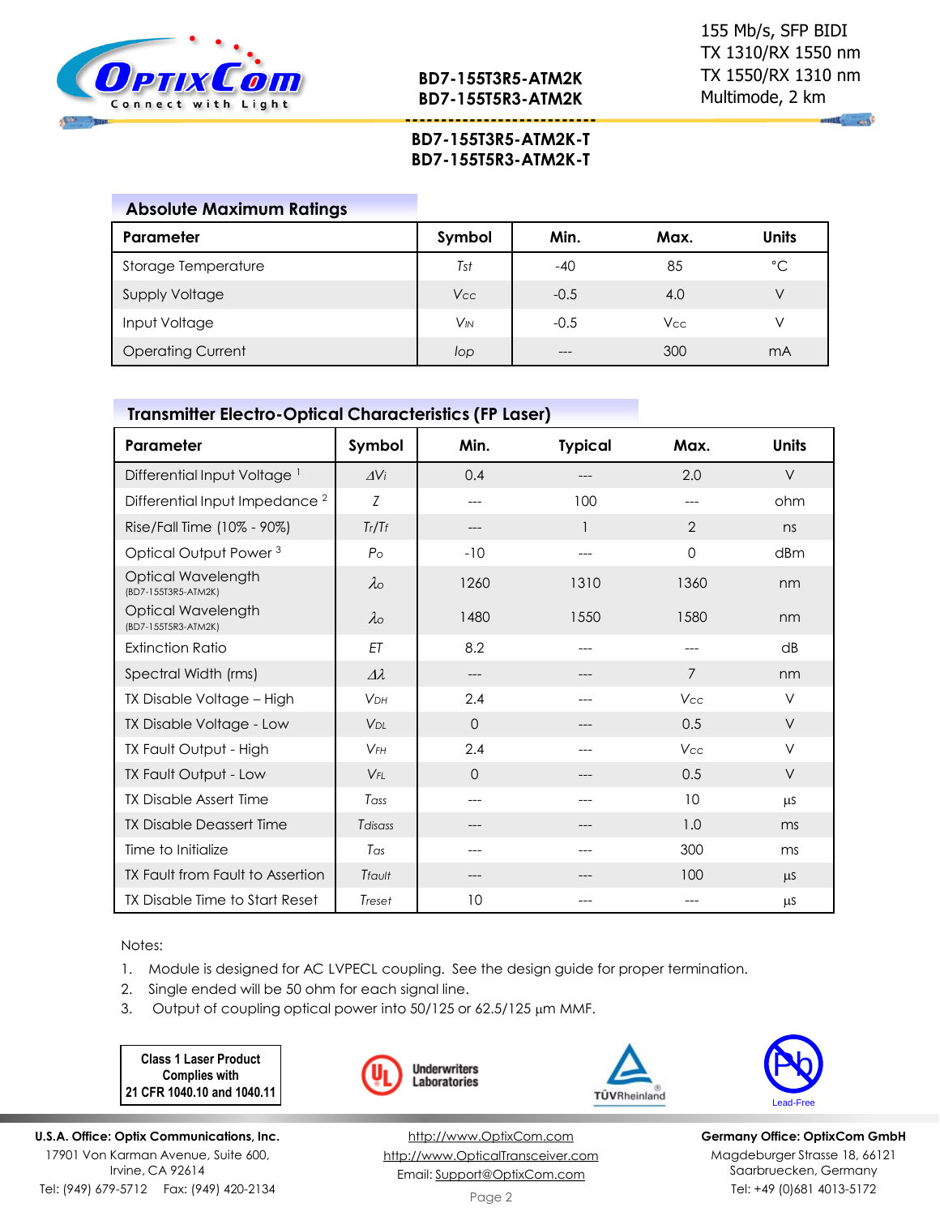## Absolute Maximum Ratings

| Parameter | Symbol | Min. | Max. | Units |
|---|---|---|---|---|
| Storage Temperature | $T_{st}$ | -40 | 85 | °C |
| Supply Voltage | $V_{CC}$ | -0.5 | 4.0 | V |
| Input Voltage | $V_{IN}$ | -0.5 | $V_{CC}$ | V |
| Operating Current | $I_{op}$ | --- | 300 | mA |

## Transmitter Electro-Optical Characteristics (FP Laser)

| Parameter | Symbol | Min. | Typical | Max. | Units |
|---|---|---|---|---|---|
| Differential Input Voltage [1] | $\Delta V_i$ | 0.4 | --- | 2.0 | V |
| Differential Input Impedance [2] | $Z$ | --- | 100 | --- | ohm |
| Rise/Fall Time (10% - 90%) | $T_r/T_f$ | --- | 1 | 2 | ns |
| Optical Output Power [3] | $P_o$ | -10 | --- | 0 | dBm |
| Optical Wavelength (BD7-155T3R5-ATM2K) | $\lambda_o$ | 1260 | 1310 | 1360 | nm |
| Optical Wavelength (BD7-155T5R3-ATM2K) | $\lambda_o$ | 1480 | 1550 | 1580 | nm |
| Extinction Ratio | $ET$ | 8.2 | --- | --- | dB |
| Spectral Width (rms) | $\Delta\lambda$ | --- | --- | 7 | nm |
| TX Disable Voltage – High | $V_{DH}$ | 2.4 | --- | $V_{CC}$ | V |
| TX Disable Voltage - Low | $V_{DL}$ | 0 | --- | 0.5 | V |
| TX Fault Output - High | $V_{FH}$ | 2.4 | --- | $V_{CC}$ | V |
| TX Fault Output - Low | $V_{FL}$ | 0 | --- | 0.5 | V |
| TX Disable Assert Time | $T_{ass}$ | --- | --- | 10 | μs |
| TX Disable Deassert Time | $T_{disass}$ | --- | --- | 1.0 | ms |
| Time to Initialize | $T_{as}$ | --- | --- | 300 | ms |
| TX Fault from Fault to Assertion | $T_{fault}$ | --- | --- | 100 | μs |
| TX Disable Time to Start Reset | $T_{reset}$ | 10 | --- | --- | μs |

Notes:

1. Module is designed for AC LVPECL coupling. See the design guide for proper termination.
2. Single ended will be 50 ohm for each signal line.
3. Output of coupling optical power into 50/125 or 62.5/125 μm MMF.

**Class 1 Laser Product Complies with 21 CFR 1040.10 and 1040.11**

Underwriters Laboratories

TÜVRheinland

Lead-Free

**U.S.A. Office: Optix Communications, Inc.**
17901 Von Karman Avenue, Suite 600,
Irvine, CA 92614
Tel: (949) 679-5712 Fax: (949) 420-2134

http://www.OptixCom.com
http://www.OpticalTransceiver.com
Email: Support@OptixCom.com

**Germany Office: OptixCom GmbH**
Magdeburger Strasse 18, 66121
Saarbruecken, Germany
Tel: +49 (0)681 4013-5172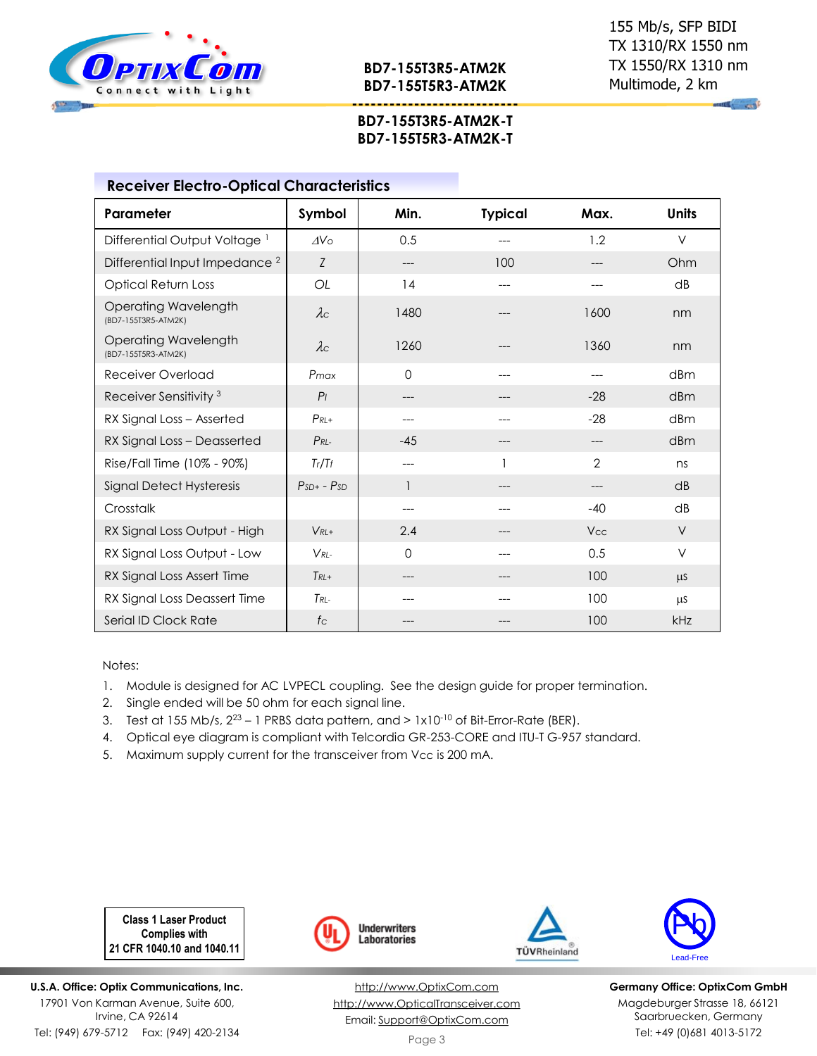**BD7-155T3R5-ATM2K**
**BD7-155T5R3-ATM2K**

**BD7-155T3R5-ATM2K-T**
**BD7-155T5R3-ATM2K-T**

155 Mb/s, SFP BIDI
TX 1310/RX 1550 nm
TX 1550/RX 1310 nm
Multimode, 2 km

## Receiver Electro-Optical Characteristics

| Parameter | Symbol | Min. | Typical | Max. | Units |
|---|---|---|---|---|---|
| Differential Output Voltage [1] | $\Delta V_O$ | 0.5 | --- | 1.2 | V |
| Differential Input Impedance [2] | $Z$ | --- | 100 | --- | Ohm |
| Optical Return Loss | $OL$ | 14 | --- | --- | dB |
| Operating Wavelength (BD7-155T3R5-ATM2K) | $\lambda_C$ | 1480 | --- | 1600 | nm |
| Operating Wavelength (BD7-155T5R3-ATM2K) | $\lambda_C$ | 1260 | --- | 1360 | nm |
| Receiver Overload | $P_{max}$ | 0 | --- | --- | dBm |
| Receiver Sensitivity [3] | $P_I$ | --- | --- | -28 | dBm |
| RX Signal Loss – Asserted | $P_{RL+}$ | --- | --- | -28 | dBm |
| RX Signal Loss – Deasserted | $P_{RL-}$ | -45 | --- | --- | dBm |
| Rise/Fall Time (10% - 90%) | $T_r/T_f$ | --- | 1 | 2 | ns |
| Signal Detect Hysteresis | $P_{SD+} - P_{SD}$ | 1 | --- | --- | dB |
| Crosstalk | | --- | --- | -40 | dB |
| RX Signal Loss Output - High | $V_{RL+}$ | 2.4 | --- | $V_{CC}$ | V |
| RX Signal Loss Output - Low | $V_{RL-}$ | 0 | --- | 0.5 | V |
| RX Signal Loss Assert Time | $T_{RL+}$ | --- | --- | 100 | µs |
| RX Signal Loss Deassert Time | $T_{RL-}$ | --- | --- | 100 | µs |
| Serial ID Clock Rate | $f_C$ | --- | --- | 100 | kHz |

Notes:

1. Module is designed for AC LVPECL coupling. See the design guide for proper termination.
2. Single ended will be 50 ohm for each signal line.
3. Test at 155 Mb/s, $2^{23} - 1$ PRBS data pattern, and > $1 \times 10^{-10}$ of Bit-Error-Rate (BER).
4. Optical eye diagram is compliant with Telcordia GR-253-CORE and ITU-T G-957 standard.
5. Maximum supply current for the transceiver from Vcc is 200 mA.

**Class 1 Laser Product Complies with 21 CFR 1040.10 and 1040.11**

Underwriters Laboratories

TÜVRheinland

Lead-Free

**U.S.A. Office: Optix Communications, Inc.**
17901 Von Karman Avenue, Suite 600,
Irvine, CA 92614
Tel: (949) 679-5712 Fax: (949) 420-2134

http://www.OptixCom.com
http://www.OpticalTransceiver.com
Email: Support@OptixCom.com

**Germany Office: OptixCom GmbH**
Magdeburger Strasse 18, 66121
Saarbruecken, Germany
Tel: +49 (0)681 4013-5172